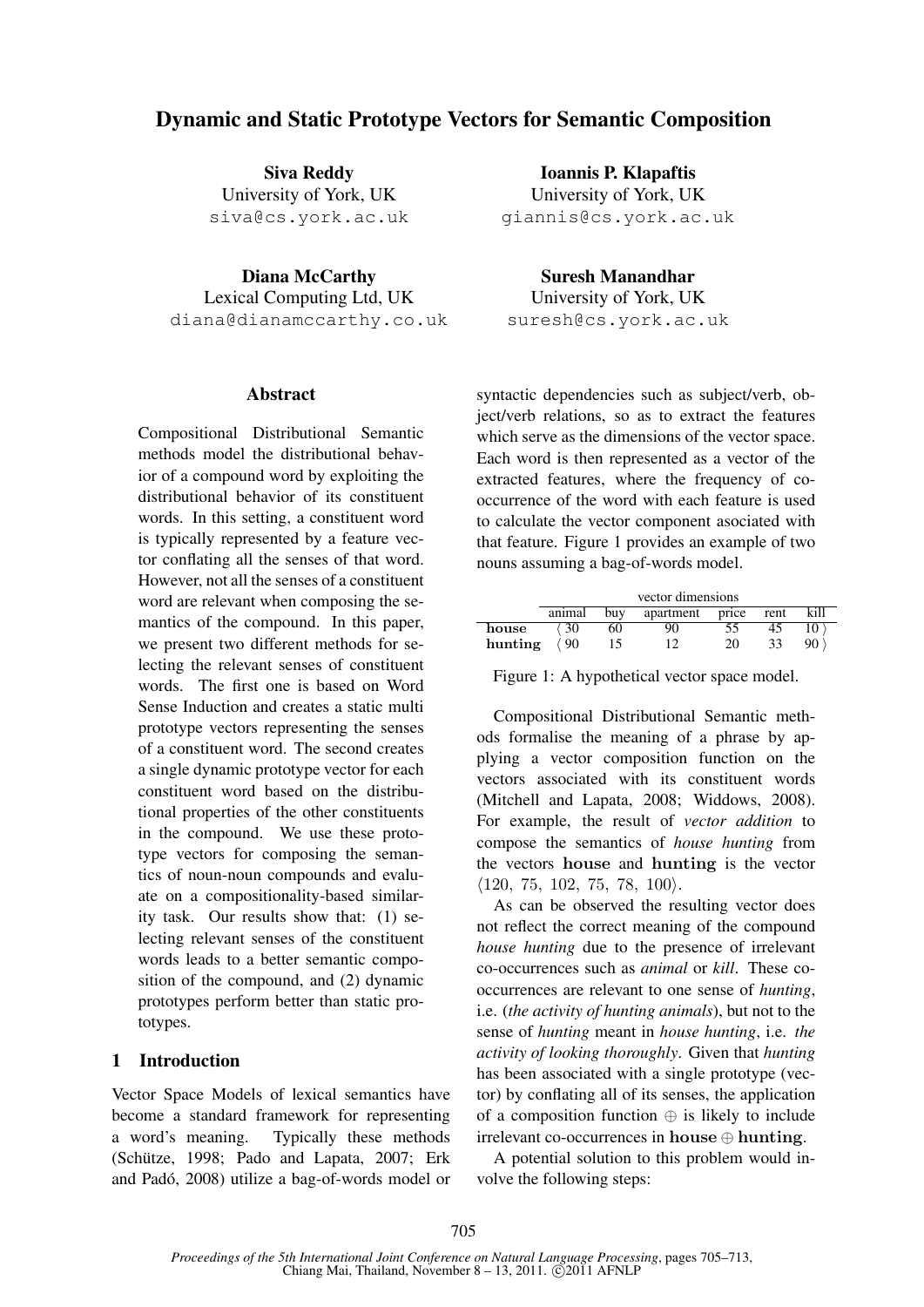# Dynamic and Static Prototype Vectors for Semantic Composition

**Siva Reddy**
University of York, UK
siva@cs.york.ac.uk

**Ioannis P. Klapaftis**
University of York, UK
giannis@cs.york.ac.uk

**Diana McCarthy**
Lexical Computing Ltd, UK
diana@dianamccarthy.co.uk

**Suresh Manandhar**
University of York, UK
suresh@cs.york.ac.uk

## Abstract

Compositional Distributional Semantic methods model the distributional behavior of a compound word by exploiting the distributional behavior of its constituent words. In this setting, a constituent word is typically represented by a feature vector conflating all the senses of that word. However, not all the senses of a constituent word are relevant when composing the semantics of the compound. In this paper, we present two different methods for selecting the relevant senses of constituent words. The first one is based on Word Sense Induction and creates a static multi prototype vectors representing the senses of a constituent word. The second creates a single dynamic prototype vector for each constituent word based on the distributional properties of the other constituents in the compound. We use these prototype vectors for composing the semantics of noun-noun compounds and evaluate on a compositionality-based similarity task. Our results show that: (1) selecting relevant senses of the constituent words leads to a better semantic composition of the compound, and (2) dynamic prototypes perform better than static prototypes.

## 1 Introduction

Vector Space Models of lexical semantics have become a standard framework for representing a word's meaning. Typically these methods (Schütze, 1998; Pado and Lapata, 2007; Erk and Padó, 2008) utilize a bag-of-words model or syntactic dependencies such as subject/verb, object/verb relations, so as to extract the features which serve as the dimensions of the vector space. Each word is then represented as a vector of the extracted features, where the frequency of co-occurrence of the word with each feature is used to calculate the vector component asociated with that feature. Figure 1 provides an example of two nouns assuming a bag-of-words model.

| | vector dimensions | | | | | |
|---|---|---|---|---|---|---|
| | animal | buy | apartment | price | rent | kill |
| **house** | ⟨ 30 | 60 | 90 | 55 | 45 | 10 ⟩ |
| **hunting** | ⟨ 90 | 15 | 12 | 20 | 33 | 90 ⟩ |

Figure 1: A hypothetical vector space model.

Compositional Distributional Semantic methods formalise the meaning of a phrase by applying a vector composition function on the vectors associated with its constituent words (Mitchell and Lapata, 2008; Widdows, 2008). For example, the result of *vector addition* to compose the semantics of *house hunting* from the vectors $\mathbf{house}$ and $\mathbf{hunting}$ is the vector $\langle 120,\ 75,\ 102,\ 75,\ 78,\ 100 \rangle$.

As can be observed the resulting vector does not reflect the correct meaning of the compound *house hunting* due to the presence of irrelevant co-occurrences such as *animal* or *kill*. These co-occurrences are relevant to one sense of *hunting*, i.e. (*the activity of hunting animals*), but not to the sense of *hunting* meant in *house hunting*, i.e. *the activity of looking thoroughly*. Given that *hunting* has been associated with a single prototype (vector) by conflating all of its senses, the application of a composition function $\oplus$ is likely to include irrelevant co-occurrences in $\mathbf{house} \oplus \mathbf{hunting}$.

A potential solution to this problem would involve the following steps: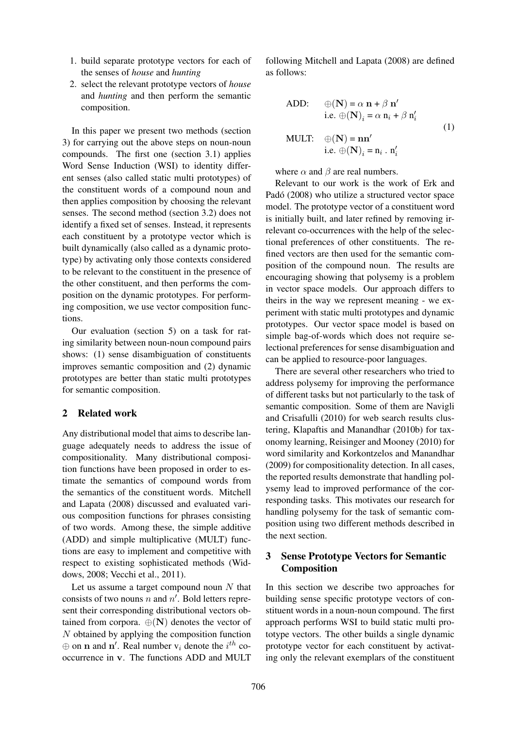1. build separate prototype vectors for each of the senses of *house* and *hunting*
2. select the relevant prototype vectors of *house* and *hunting* and then perform the semantic composition.

In this paper we present two methods (section 3) for carrying out the above steps on noun-noun compounds. The first one (section 3.1) applies Word Sense Induction (WSI) to identity different senses (also called static multi prototypes) of the constituent words of a compound noun and then applies composition by choosing the relevant senses. The second method (section 3.2) does not identify a fixed set of senses. Instead, it represents each constituent by a prototype vector which is built dynamically (also called as a dynamic prototype) by activating only those contexts considered to be relevant to the constituent in the presence of the other constituent, and then performs the composition on the dynamic prototypes. For performing composition, we use vector composition functions.

Our evaluation (section 5) on a task for rating similarity between noun-noun compound pairs shows: (1) sense disambiguation of constituents improves semantic composition and (2) dynamic prototypes are better than static multi prototypes for semantic composition.

## 2 Related work

Any distributional model that aims to describe language adequately needs to address the issue of compositionality. Many distributional composition functions have been proposed in order to estimate the semantics of compound words from the semantics of the constituent words. Mitchell and Lapata (2008) discussed and evaluated various composition functions for phrases consisting of two words. Among these, the simple additive (ADD) and simple multiplicative (MULT) functions are easy to implement and competitive with respect to existing sophisticated methods (Widdows, 2008; Vecchi et al., 2011).

Let us assume a target compound noun $N$ that consists of two nouns $n$ and $n'$. Bold letters represent their corresponding distributional vectors obtained from corpora. $\oplus(\mathbf{N})$ denotes the vector of $N$ obtained by applying the composition function $\oplus$ on $\mathbf{n}$ and $\mathbf{n}'$. Real number $\mathrm{v}_i$ denote the $i^{th}$ co-occurrence in $\mathbf{v}$. The functions ADD and MULT following Mitchell and Lapata (2008) are defined as follows:

$$
\begin{aligned}
\text{ADD:} \quad & \oplus(\mathbf{N}) = \alpha\ \mathbf{n} + \beta\ \mathbf{n}' \\
& \text{i.e. } \oplus(\mathbf{N})_i = \alpha\ \mathrm{n}_i + \beta\ \mathrm{n}'_i \\
\text{MULT:} \quad & \oplus(\mathbf{N}) = \mathbf{n}\mathbf{n}' \\
& \text{i.e. } \oplus(\mathbf{N})_i = \mathrm{n}_i\ .\ \mathrm{n}'_i
\end{aligned}
\tag{1}
$$

where $\alpha$ and $\beta$ are real numbers.

Relevant to our work is the work of Erk and Padó (2008) who utilize a structured vector space model. The prototype vector of a constituent word is initially built, and later refined by removing irrelevant co-occurrences with the help of the selectional preferences of other constituents. The refined vectors are then used for the semantic composition of the compound noun. The results are encouraging showing that polysemy is a problem in vector space models. Our approach differs to theirs in the way we represent meaning - we experiment with static multi prototypes and dynamic prototypes. Our vector space model is based on simple bag-of-words which does not require selectional preferences for sense disambiguation and can be applied to resource-poor languages.

There are several other researchers who tried to address polysemy for improving the performance of different tasks but not particularly to the task of semantic composition. Some of them are Navigli and Crisafulli (2010) for web search results clustering, Klapaftis and Manandhar (2010b) for taxonomy learning, Reisinger and Mooney (2010) for word similarity and Korkontzelos and Manandhar (2009) for compositionality detection. In all cases, the reported results demonstrate that handling polysemy lead to improved performance of the corresponding tasks. This motivates our research for handling polysemy for the task of semantic composition using two different methods described in the next section.

## 3 Sense Prototype Vectors for Semantic Composition

In this section we describe two approaches for building sense specific prototype vectors of constituent words in a noun-noun compound. The first approach performs WSI to build static multi prototype vectors. The other builds a single dynamic prototype vector for each constituent by activating only the relevant exemplars of the constituent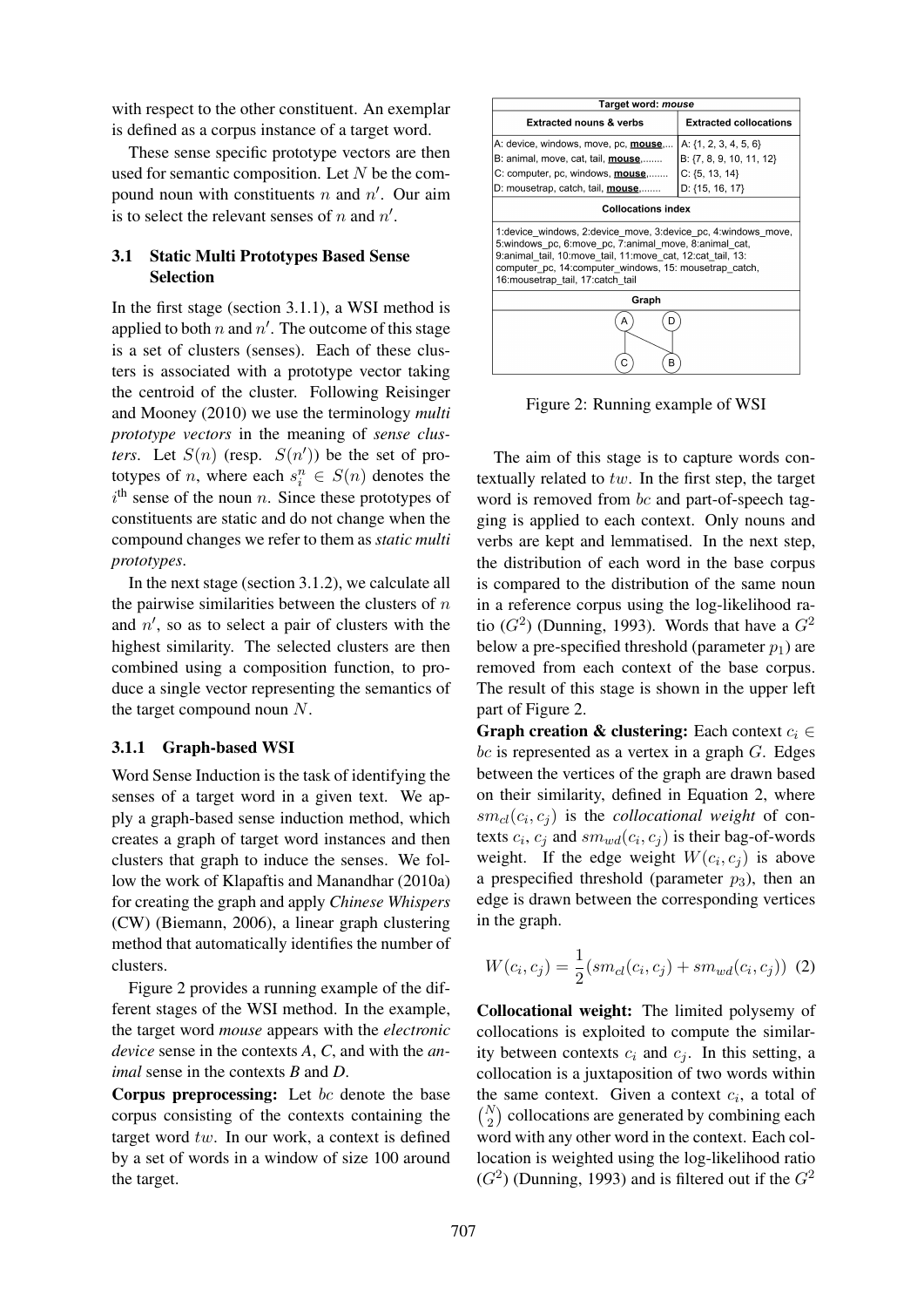with respect to the other constituent. An exemplar is defined as a corpus instance of a target word.

These sense specific prototype vectors are then used for semantic composition. Let $N$ be the compound noun with constituents $n$ and $n'$. Our aim is to select the relevant senses of $n$ and $n'$.

### 3.1 Static Multi Prototypes Based Sense Selection

In the first stage (section 3.1.1), a WSI method is applied to both $n$ and $n'$. The outcome of this stage is a set of clusters (senses). Each of these clusters is associated with a prototype vector taking the centroid of the cluster. Following Reisinger and Mooney (2010) we use the terminology *multi prototype vectors* in the meaning of *sense clusters*. Let $S(n)$ (resp. $S(n')$) be the set of prototypes of $n$, where each $s_i^n \in S(n)$ denotes the $i^{\text{th}}$ sense of the noun $n$. Since these prototypes of constituents are static and do not change when the compound changes we refer to them as *static multi prototypes*.

In the next stage (section 3.1.2), we calculate all the pairwise similarities between the clusters of $n$ and $n'$, so as to select a pair of clusters with the highest similarity. The selected clusters are then combined using a composition function, to produce a single vector representing the semantics of the target compound noun $N$.

#### 3.1.1 Graph-based WSI

Word Sense Induction is the task of identifying the senses of a target word in a given text. We apply a graph-based sense induction method, which creates a graph of target word instances and then clusters that graph to induce the senses. We follow the work of Klapaftis and Manandhar (2010a) for creating the graph and apply *Chinese Whispers* (CW) (Biemann, 2006), a linear graph clustering method that automatically identifies the number of clusters.

Figure 2 provides a running example of the different stages of the WSI method. In the example, the target word *mouse* appears with the *electronic device* sense in the contexts *A*, *C*, and with the *animal* sense in the contexts *B* and *D*.

**Corpus preprocessing:** Let $bc$ denote the base corpus consisting of the contexts containing the target word $tw$. In our work, a context is defined by a set of words in a window of size 100 around the target.

| Target word: *mouse* | |
|---|---|
| **Extracted nouns & verbs** | **Extracted collocations** |
| A: device, windows, move, pc, **mouse**,... | A: {1, 2, 3, 4, 5, 6} |
| B: animal, move, cat, tail, **mouse**,....... | B: {7, 8, 9, 10, 11, 12} |
| C: computer, pc, windows, **mouse**,....... | C: {5, 13, 14} |
| D: mousetrap, catch, tail, **mouse**,....... | D: {15, 16, 17} |
| **Collocations index** | |
| 1:device_windows, 2:device_move, 3:device_pc, 4:windows_move, 5:windows_pc, 6:move_pc, 7:animal_move, 8:animal_cat, 9:animal_tail, 10:move_tail, 11:move_cat, 12:cat_tail, 13: computer_pc, 14:computer_windows, 15: mousetrap_catch, 16:mousetrap_tail, 17:catch_tail | |
| **Graph** | |

Figure 2: Running example of WSI

The aim of this stage is to capture words contextually related to $tw$. In the first step, the target word is removed from $bc$ and part-of-speech tagging is applied to each context. Only nouns and verbs are kept and lemmatised. In the next step, the distribution of each word in the base corpus is compared to the distribution of the same noun in a reference corpus using the log-likelihood ratio ($G^2$) (Dunning, 1993). Words that have a $G^2$ below a pre-specified threshold (parameter $p_1$) are removed from each context of the base corpus. The result of this stage is shown in the upper left part of Figure 2.

**Graph creation & clustering:** Each context $c_i \in bc$ is represented as a vertex in a graph $G$. Edges between the vertices of the graph are drawn based on their similarity, defined in Equation 2, where $sm_{cl}(c_i, c_j)$ is the *collocational weight* of contexts $c_i$, $c_j$ and $sm_{wd}(c_i, c_j)$ is their bag-of-words weight. If the edge weight $W(c_i, c_j)$ is above a prespecified threshold (parameter $p_3$), then an edge is drawn between the corresponding vertices in the graph.

$$W(c_i, c_j) = \frac{1}{2}(sm_{cl}(c_i, c_j) + sm_{wd}(c_i, c_j)) \quad (2)$$

**Collocational weight:** The limited polysemy of collocations is exploited to compute the similarity between contexts $c_i$ and $c_j$. In this setting, a collocation is a juxtaposition of two words within the same context. Given a context $c_i$, a total of $\binom{N}{2}$ collocations are generated by combining each word with any other word in the context. Each collocation is weighted using the log-likelihood ratio ($G^2$) (Dunning, 1993) and is filtered out if the $G^2$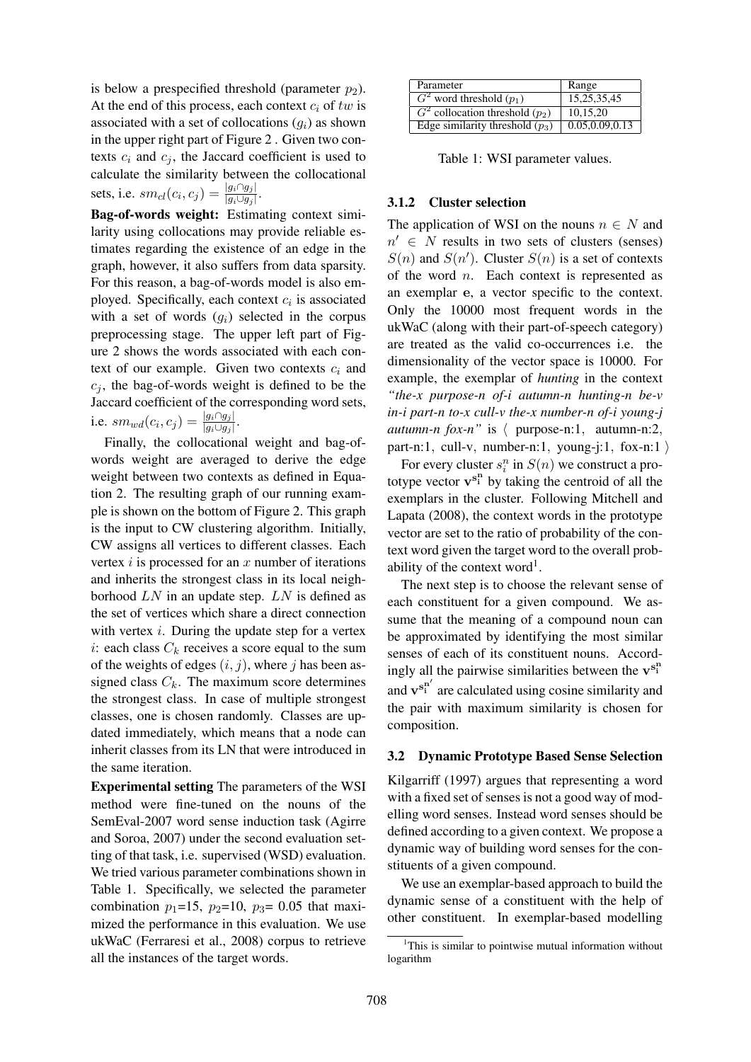is below a prespecified threshold (parameter $p_2$). At the end of this process, each context $c_i$ of $tw$ is associated with a set of collocations ($g_i$) as shown in the upper right part of Figure 2 . Given two contexts $c_i$ and $c_j$, the Jaccard coefficient is used to calculate the similarity between the collocational sets, i.e. $sm_{cl}(c_i, c_j) = \frac{|g_i \cap g_j|}{|g_i \cup g_j|}$.

**Bag-of-words weight:** Estimating context similarity using collocations may provide reliable estimates regarding the existence of an edge in the graph, however, it also suffers from data sparsity. For this reason, a bag-of-words model is also employed. Specifically, each context $c_i$ is associated with a set of words ($g_i$) selected in the corpus preprocessing stage. The upper left part of Figure 2 shows the words associated with each context of our example. Given two contexts $c_i$ and $c_j$, the bag-of-words weight is defined to be the Jaccard coefficient of the corresponding word sets, i.e. $sm_{wd}(c_i, c_j) = \frac{|g_i \cap g_j|}{|g_i \cup g_j|}$.

Finally, the collocational weight and bag-of-words weight are averaged to derive the edge weight between two contexts as defined in Equation 2. The resulting graph of our running example is shown on the bottom of Figure 2. This graph is the input to CW clustering algorithm. Initially, CW assigns all vertices to different classes. Each vertex $i$ is processed for an $x$ number of iterations and inherits the strongest class in its local neighborhood $LN$ in an update step. $LN$ is defined as the set of vertices which share a direct connection with vertex $i$. During the update step for a vertex $i$: each class $C_k$ receives a score equal to the sum of the weights of edges $(i, j)$, where $j$ has been assigned class $C_k$. The maximum score determines the strongest class. In case of multiple strongest classes, one is chosen randomly. Classes are updated immediately, which means that a node can inherit classes from its LN that were introduced in the same iteration.

**Experimental setting** The parameters of the WSI method were fine-tuned on the nouns of the SemEval-2007 word sense induction task (Agirre and Soroa, 2007) under the second evaluation setting of that task, i.e. supervised (WSD) evaluation. We tried various parameter combinations shown in Table 1. Specifically, we selected the parameter combination $p_1$=15, $p_2$=10, $p_3$= 0.05 that maximized the performance in this evaluation. We use ukWaC (Ferraresi et al., 2008) corpus to retrieve all the instances of the target words.

| Parameter | Range |
|---|---|
| $G^2$ word threshold ($p_1$) | 15,25,35,45 |
| $G^2$ collocation threshold ($p_2$) | 10,15,20 |
| Edge similarity threshold ($p_3$) | 0.05,0.09,0.13 |

Table 1: WSI parameter values.

#### 3.1.2 Cluster selection

The application of WSI on the nouns $n \in N$ and $n' \in N$ results in two sets of clusters (senses) $S(n)$ and $S(n')$. Cluster $S(n)$ is a set of contexts of the word $n$. Each context is represented as an exemplar $\mathbf{e}$, a vector specific to the context. Only the 10000 most frequent words in the ukWaC (along with their part-of-speech category) are treated as the valid co-occurrences i.e. the dimensionality of the vector space is 10000. For example, the exemplar of *hunting* in the context *"the-x purpose-n of-i autumn-n hunting-n be-v in-i part-n to-x cull-v the-x number-n of-i young-j autumn-n fox-n"* is $\langle$ purpose-n:1, autumn-n:2, part-n:1, cull-v, number-n:1, young-j:1, fox-n:1 $\rangle$

For every cluster $s_i^n$ in $S(n)$ we construct a prototype vector $\mathbf{v}^{\mathbf{s_i^n}}$ by taking the centroid of all the exemplars in the cluster. Following Mitchell and Lapata (2008), the context words in the prototype vector are set to the ratio of probability of the context word given the target word to the overall probability of the context word[1].

The next step is to choose the relevant sense of each constituent for a given compound. We assume that the meaning of a compound noun can be approximated by identifying the most similar senses of each of its constituent nouns. Accordingly all the pairwise similarities between the $\mathbf{v}^{\mathbf{s_i^n}}$ and $\mathbf{v}^{\mathbf{s_i^{n'}}}$ are calculated using cosine similarity and the pair with maximum similarity is chosen for composition.

### 3.2 Dynamic Prototype Based Sense Selection

Kilgarriff (1997) argues that representing a word with a fixed set of senses is not a good way of modelling word senses. Instead word senses should be defined according to a given context. We propose a dynamic way of building word senses for the constituents of a given compound.

We use an exemplar-based approach to build the dynamic sense of a constituent with the help of other constituent. In exemplar-based modelling

[1] This is similar to pointwise mutual information without logarithm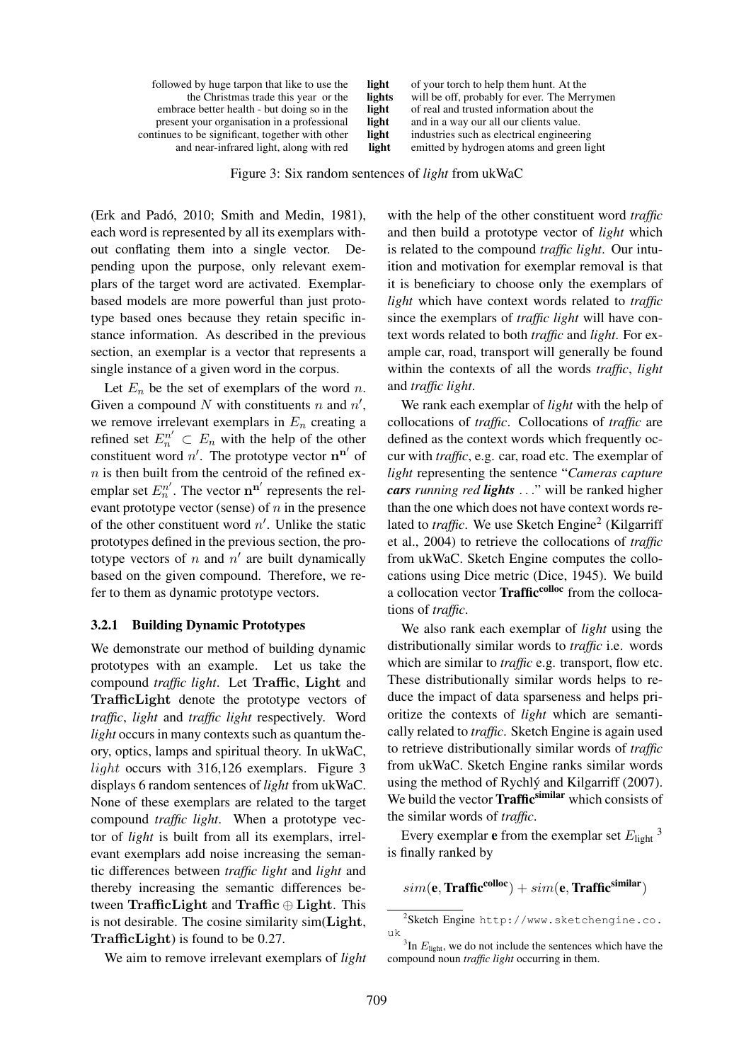| | | |
|---|---|---|
| followed by huge tarpon that like to use the | **light** | of your torch to help them hunt. At the |
| the Christmas trade this year or the | **lights** | will be off, probably for ever. The Merrymen |
| embrace better health - but doing so in the | **light** | of real and trusted information about the |
| present your organisation in a professional | **light** | and in a way our all our clients value. |
| continues to be significant, together with other | **light** | industries such as electrical engineering |
| and near-infrared light, along with red | **light** | emitted by hydrogen atoms and green light |

Figure 3: Six random sentences of *light* from ukWaC

(Erk and Padó, 2010; Smith and Medin, 1981), each word is represented by all its exemplars without conflating them into a single vector. Depending upon the purpose, only relevant exemplars of the target word are activated. Exemplar-based models are more powerful than just prototype based ones because they retain specific instance information. As described in the previous section, an exemplar is a vector that represents a single instance of a given word in the corpus.

Let $E_n$ be the set of exemplars of the word $n$. Given a compound $N$ with constituents $n$ and $n'$, we remove irrelevant exemplars in $E_n$ creating a refined set $E_n^{n'} \subset E_n$ with the help of the other constituent word $n'$. The prototype vector $\mathbf{n^{n'}}$ of $n$ is then built from the centroid of the refined exemplar set $E_n^{n'}$. The vector $\mathbf{n^{n'}}$ represents the relevant prototype vector (sense) of $n$ in the presence of the other constituent word $n'$. Unlike the static prototypes defined in the previous section, the prototype vectors of $n$ and $n'$ are built dynamically based on the given compound. Therefore, we refer to them as dynamic prototype vectors.

### 3.2.1 Building Dynamic Prototypes

We demonstrate our method of building dynamic prototypes with an example. Let us take the compound *traffic light*. Let $\mathbf{Traffic}$, $\mathbf{Light}$ and $\mathbf{TrafficLight}$ denote the prototype vectors of *traffic*, *light* and *traffic light* respectively. Word *light* occurs in many contexts such as quantum theory, optics, lamps and spiritual theory. In ukWaC, $light$ occurs with 316,126 exemplars. Figure 3 displays 6 random sentences of *light* from ukWaC. None of these exemplars are related to the target compound *traffic light*. When a prototype vector of *light* is built from all its exemplars, irrelevant exemplars add noise increasing the semantic differences between *traffic light* and *light* and thereby increasing the semantic differences between $\mathbf{TrafficLight}$ and $\mathbf{Traffic} \oplus \mathbf{Light}$. This is not desirable. The cosine similarity sim($\mathbf{Light}$, $\mathbf{TrafficLight}$) is found to be 0.27.

We aim to remove irrelevant exemplars of *light* with the help of the other constituent word *traffic* and then build a prototype vector of *light* which is related to the compound *traffic light*. Our intuition and motivation for exemplar removal is that it is beneficiary to choose only the exemplars of *light* which have context words related to *traffic* since the exemplars of *traffic light* will have context words related to both *traffic* and *light*. For example car, road, transport will generally be found within the contexts of all the words *traffic*, *light* and *traffic light*.

We rank each exemplar of *light* with the help of collocations of *traffic*. Collocations of *traffic* are defined as the context words which frequently occur with *traffic*, e.g. car, road etc. The exemplar of *light* representing the sentence "*Cameras capture **cars** running red **lights** ...*" will be ranked higher than the one which does not have context words related to *traffic*. We use Sketch Engine[2] (Kilgarriff et al., 2004) to retrieve the collocations of *traffic* from ukWaC. Sketch Engine computes the collocations using Dice metric (Dice, 1945). We build a collocation vector $\mathbf{Traffic^{colloc}}$ from the collocations of *traffic*.

We also rank each exemplar of *light* using the distributionally similar words to *traffic* i.e. words which are similar to *traffic* e.g. transport, flow etc. These distributionally similar words helps to reduce the impact of data sparseness and helps prioritize the contexts of *light* which are semantically related to *traffic*. Sketch Engine is again used to retrieve distributionally similar words of *traffic* from ukWaC. Sketch Engine ranks similar words using the method of Rychlý and Kilgarriff (2007). We build the vector $\mathbf{Traffic^{similar}}$ which consists of the similar words of *traffic*.

Every exemplar $\mathbf{e}$ from the exemplar set $E_{\text{light}}$ [3] is finally ranked by

$$sim(\mathbf{e}, \mathbf{Traffic^{colloc}}) + sim(\mathbf{e}, \mathbf{Traffic^{similar}})$$

---

[2] Sketch Engine http://www.sketchengine.co.uk

[3] In $E_{\text{light}}$, we do not include the sentences which have the compound noun *traffic light* occurring in them.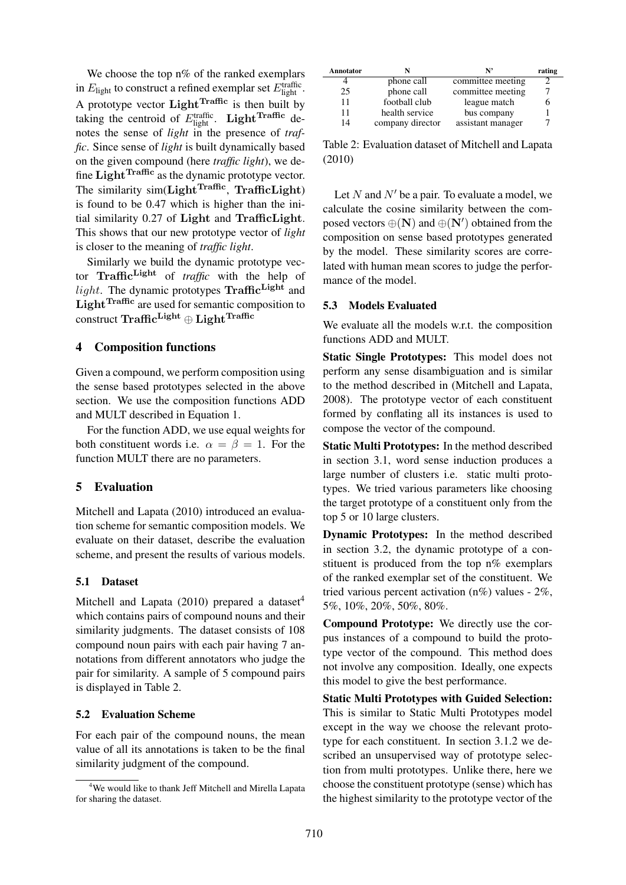We choose the top n% of the ranked exemplars in $E_{\text{light}}$ to construct a refined exemplar set $E^{\text{traffic}}_{\text{light}}$. A prototype vector $\mathbf{Light}^{\mathbf{Traffic}}$ is then built by taking the centroid of $E^{\text{traffic}}_{\text{light}}$. $\mathbf{Light}^{\mathbf{Traffic}}$ denotes the sense of *light* in the presence of *traffic*. Since sense of *light* is built dynamically based on the given compound (here *traffic light*), we define $\mathbf{Light}^{\mathbf{Traffic}}$ as the dynamic prototype vector. The similarity sim($\mathbf{Light}^{\mathbf{Traffic}}$, $\mathbf{TrafficLight}$) is found to be 0.47 which is higher than the initial similarity 0.27 of $\mathbf{Light}$ and $\mathbf{TrafficLight}$. This shows that our new prototype vector of *light* is closer to the meaning of *traffic light*.

Similarly we build the dynamic prototype vector $\mathbf{Traffic}^{\mathbf{Light}}$ of *traffic* with the help of $light$. The dynamic prototypes $\mathbf{Traffic}^{\mathbf{Light}}$ and $\mathbf{Light}^{\mathbf{Traffic}}$ are used for semantic composition to construct $\mathbf{Traffic}^{\mathbf{Light}} \oplus \mathbf{Light}^{\mathbf{Traffic}}$

## 4 Composition functions

Given a compound, we perform composition using the sense based prototypes selected in the above section. We use the composition functions ADD and MULT described in Equation 1.

For the function ADD, we use equal weights for both constituent words i.e. $\alpha = \beta = 1$. For the function MULT there are no parameters.

## 5 Evaluation

Mitchell and Lapata (2010) introduced an evaluation scheme for semantic composition models. We evaluate on their dataset, describe the evaluation scheme, and present the results of various models.

### 5.1 Dataset

Mitchell and Lapata (2010) prepared a dataset[4] which contains pairs of compound nouns and their similarity judgments. The dataset consists of 108 compound noun pairs with each pair having 7 annotations from different annotators who judge the pair for similarity. A sample of 5 compound pairs is displayed in Table 2.

### 5.2 Evaluation Scheme

For each pair of the compound nouns, the mean value of all its annotations is taken to be the final similarity judgment of the compound.

[4]We would like to thank Jeff Mitchell and Mirella Lapata for sharing the dataset.

| Annotator | N | N' | rating |
|---|---|---|---|
| 4 | phone call | committee meeting | 2 |
| 25 | phone call | committee meeting | 7 |
| 11 | football club | league match | 6 |
| 11 | health service | bus company | 1 |
| 14 | company director | assistant manager | 7 |

Table 2: Evaluation dataset of Mitchell and Lapata (2010)

Let $N$ and $N'$ be a pair. To evaluate a model, we calculate the cosine similarity between the composed vectors $\oplus(\mathbf{N})$ and $\oplus(\mathbf{N'})$ obtained from the composition on sense based prototypes generated by the model. These similarity scores are correlated with human mean scores to judge the performance of the model.

### 5.3 Models Evaluated

We evaluate all the models w.r.t. the composition functions ADD and MULT.

**Static Single Prototypes:** This model does not perform any sense disambiguation and is similar to the method described in (Mitchell and Lapata, 2008). The prototype vector of each constituent formed by conflating all its instances is used to compose the vector of the compound.

**Static Multi Prototypes:** In the method described in section 3.1, word sense induction produces a large number of clusters i.e. static multi prototypes. We tried various parameters like choosing the target prototype of a constituent only from the top 5 or 10 large clusters.

**Dynamic Prototypes:** In the method described in section 3.2, the dynamic prototype of a constituent is produced from the top n% exemplars of the ranked exemplar set of the constituent. We tried various percent activation (n%) values - 2%, 5%, 10%, 20%, 50%, 80%.

**Compound Prototype:** We directly use the corpus instances of a compound to build the prototype vector of the compound. This method does not involve any composition. Ideally, one expects this model to give the best performance.

**Static Multi Prototypes with Guided Selection:** This is similar to Static Multi Prototypes model except in the way we choose the relevant prototype for each constituent. In section 3.1.2 we described an unsupervised way of prototype selection from multi prototypes. Unlike there, here we choose the constituent prototype (sense) which has the highest similarity to the prototype vector of the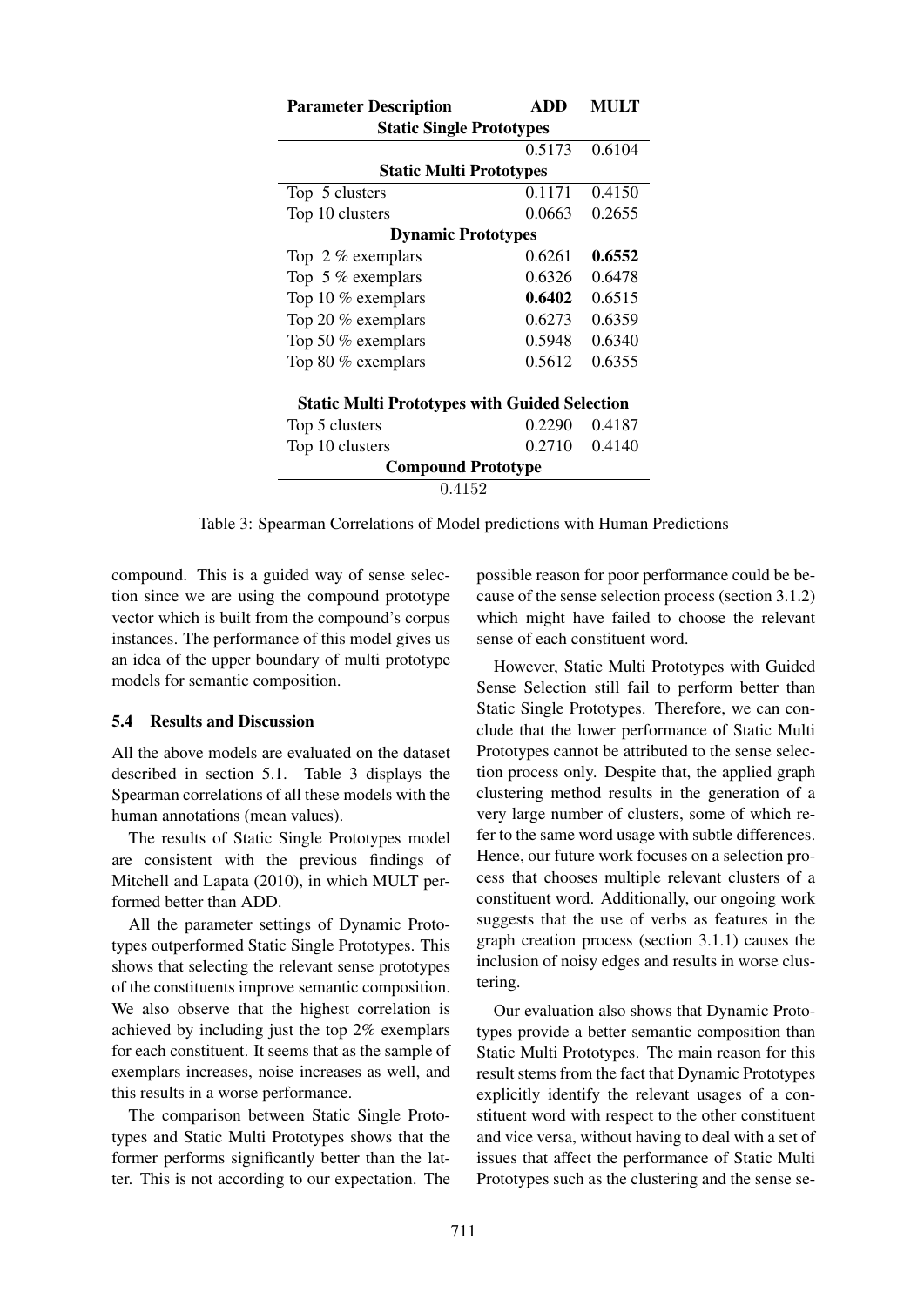| Parameter Description | ADD | MULT |
|---|---|---|
| **Static Single Prototypes** | | |
| | 0.5173 | 0.6104 |
| **Static Multi Prototypes** | | |
| Top 5 clusters | 0.1171 | 0.4150 |
| Top 10 clusters | 0.0663 | 0.2655 |
| **Dynamic Prototypes** | | |
| Top 2 % exemplars | 0.6261 | **0.6552** |
| Top 5 % exemplars | 0.6326 | 0.6478 |
| Top 10 % exemplars | **0.6402** | 0.6515 |
| Top 20 % exemplars | 0.6273 | 0.6359 |
| Top 50 % exemplars | 0.5948 | 0.6340 |
| Top 80 % exemplars | 0.5612 | 0.6355 |
| **Static Multi Prototypes with Guided Selection** | | |
| Top 5 clusters | 0.2290 | 0.4187 |
| Top 10 clusters | 0.2710 | 0.4140 |
| **Compound Prototype** | | |
| 0.4152 | | |

Table 3: Spearman Correlations of Model predictions with Human Predictions

compound. This is a guided way of sense selection since we are using the compound prototype vector which is built from the compound's corpus instances. The performance of this model gives us an idea of the upper boundary of multi prototype models for semantic composition.

### 5.4 Results and Discussion

All the above models are evaluated on the dataset described in section 5.1. Table 3 displays the Spearman correlations of all these models with the human annotations (mean values).

The results of Static Single Prototypes model are consistent with the previous findings of Mitchell and Lapata (2010), in which MULT performed better than ADD.

All the parameter settings of Dynamic Prototypes outperformed Static Single Prototypes. This shows that selecting the relevant sense prototypes of the constituents improve semantic composition. We also observe that the highest correlation is achieved by including just the top 2% exemplars for each constituent. It seems that as the sample of exemplars increases, noise increases as well, and this results in a worse performance.

The comparison between Static Single Prototypes and Static Multi Prototypes shows that the former performs significantly better than the latter. This is not according to our expectation. The possible reason for poor performance could be because of the sense selection process (section 3.1.2) which might have failed to choose the relevant sense of each constituent word.

However, Static Multi Prototypes with Guided Sense Selection still fail to perform better than Static Single Prototypes. Therefore, we can conclude that the lower performance of Static Multi Prototypes cannot be attributed to the sense selection process only. Despite that, the applied graph clustering method results in the generation of a very large number of clusters, some of which refer to the same word usage with subtle differences. Hence, our future work focuses on a selection process that chooses multiple relevant clusters of a constituent word. Additionally, our ongoing work suggests that the use of verbs as features in the graph creation process (section 3.1.1) causes the inclusion of noisy edges and results in worse clustering.

Our evaluation also shows that Dynamic Prototypes provide a better semantic composition than Static Multi Prototypes. The main reason for this result stems from the fact that Dynamic Prototypes explicitly identify the relevant usages of a constituent word with respect to the other constituent and vice versa, without having to deal with a set of issues that affect the performance of Static Multi Prototypes such as the clustering and the sense se-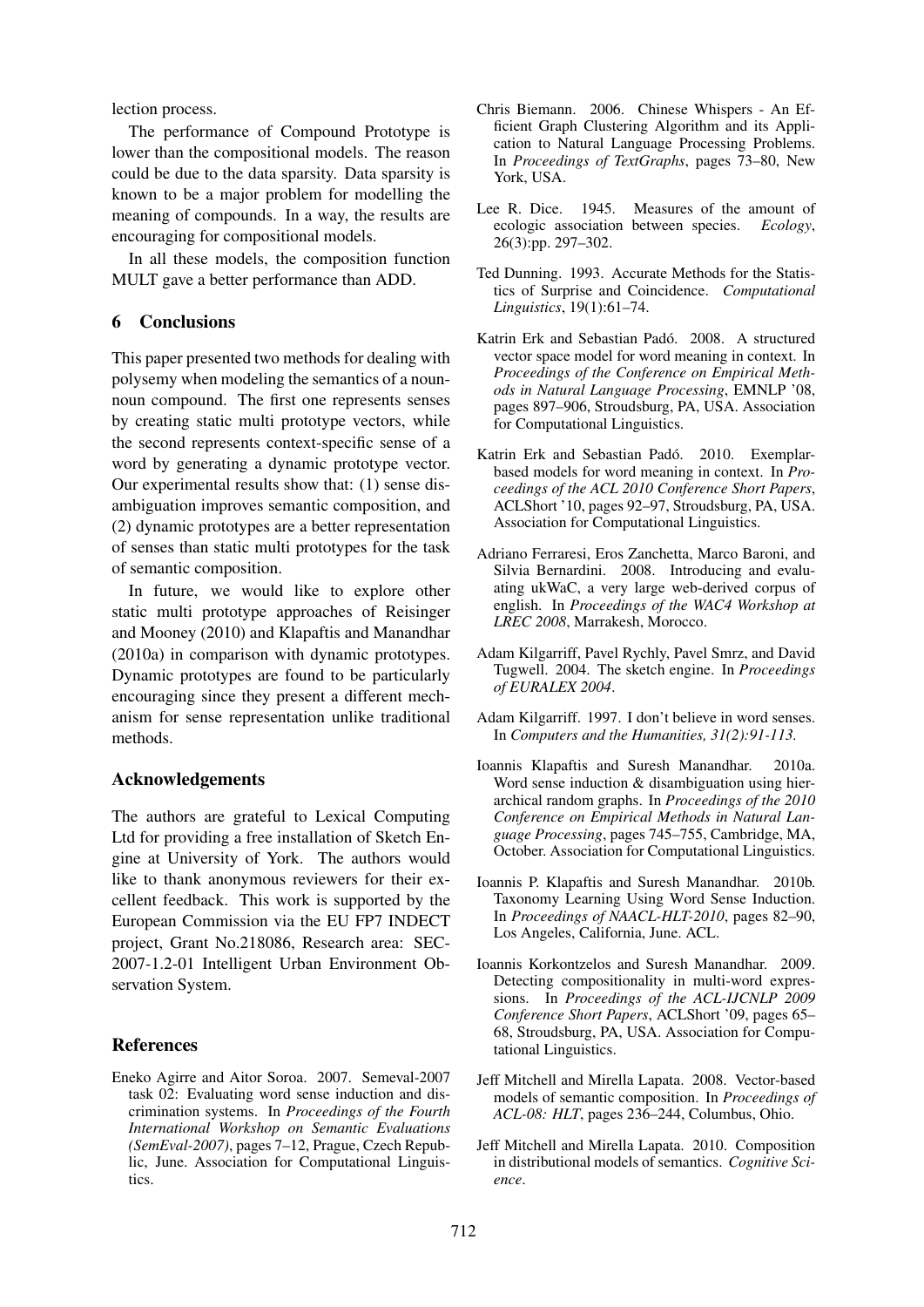lection process.

The performance of Compound Prototype is lower than the compositional models. The reason could be due to the data sparsity. Data sparsity is known to be a major problem for modelling the meaning of compounds. In a way, the results are encouraging for compositional models.

In all these models, the composition function MULT gave a better performance than ADD.

## 6 Conclusions

This paper presented two methods for dealing with polysemy when modeling the semantics of a noun-noun compound. The first one represents senses by creating static multi prototype vectors, while the second represents context-specific sense of a word by generating a dynamic prototype vector. Our experimental results show that: (1) sense disambiguation improves semantic composition, and (2) dynamic prototypes are a better representation of senses than static multi prototypes for the task of semantic composition.

In future, we would like to explore other static multi prototype approaches of Reisinger and Mooney (2010) and Klapaftis and Manandhar (2010a) in comparison with dynamic prototypes. Dynamic prototypes are found to be particularly encouraging since they present a different mechanism for sense representation unlike traditional methods.

## Acknowledgements

The authors are grateful to Lexical Computing Ltd for providing a free installation of Sketch Engine at University of York. The authors would like to thank anonymous reviewers for their excellent feedback. This work is supported by the European Commission via the EU FP7 INDECT project, Grant No.218086, Research area: SEC-2007-1.2-01 Intelligent Urban Environment Observation System.

## References

Eneko Agirre and Aitor Soroa. 2007. Semeval-2007 task 02: Evaluating word sense induction and discrimination systems. In *Proceedings of the Fourth International Workshop on Semantic Evaluations (SemEval-2007)*, pages 7–12, Prague, Czech Republic, June. Association for Computational Linguistics.

Chris Biemann. 2006. Chinese Whispers - An Efficient Graph Clustering Algorithm and its Application to Natural Language Processing Problems. In *Proceedings of TextGraphs*, pages 73–80, New York, USA.

Lee R. Dice. 1945. Measures of the amount of ecologic association between species. *Ecology*, 26(3):pp. 297–302.

Ted Dunning. 1993. Accurate Methods for the Statistics of Surprise and Coincidence. *Computational Linguistics*, 19(1):61–74.

Katrin Erk and Sebastian Padó. 2008. A structured vector space model for word meaning in context. In *Proceedings of the Conference on Empirical Methods in Natural Language Processing*, EMNLP '08, pages 897–906, Stroudsburg, PA, USA. Association for Computational Linguistics.

Katrin Erk and Sebastian Padó. 2010. Exemplar-based models for word meaning in context. In *Proceedings of the ACL 2010 Conference Short Papers*, ACLShort '10, pages 92–97, Stroudsburg, PA, USA. Association for Computational Linguistics.

Adriano Ferraresi, Eros Zanchetta, Marco Baroni, and Silvia Bernardini. 2008. Introducing and evaluating ukWaC, a very large web-derived corpus of english. In *Proceedings of the WAC4 Workshop at LREC 2008*, Marrakesh, Morocco.

Adam Kilgarriff, Pavel Rychly, Pavel Smrz, and David Tugwell. 2004. The sketch engine. In *Proceedings of EURALEX 2004*.

Adam Kilgarriff. 1997. I don't believe in word senses. In *Computers and the Humanities, 31(2):91-113*.

Ioannis Klapaftis and Suresh Manandhar. 2010a. Word sense induction & disambiguation using hierarchical random graphs. In *Proceedings of the 2010 Conference on Empirical Methods in Natural Language Processing*, pages 745–755, Cambridge, MA, October. Association for Computational Linguistics.

Ioannis P. Klapaftis and Suresh Manandhar. 2010b. Taxonomy Learning Using Word Sense Induction. In *Proceedings of NAACL-HLT-2010*, pages 82–90, Los Angeles, California, June. ACL.

Ioannis Korkontzelos and Suresh Manandhar. 2009. Detecting compositionality in multi-word expressions. In *Proceedings of the ACL-IJCNLP 2009 Conference Short Papers*, ACLShort '09, pages 65–68, Stroudsburg, PA, USA. Association for Computational Linguistics.

Jeff Mitchell and Mirella Lapata. 2008. Vector-based models of semantic composition. In *Proceedings of ACL-08: HLT*, pages 236–244, Columbus, Ohio.

Jeff Mitchell and Mirella Lapata. 2010. Composition in distributional models of semantics. *Cognitive Science*.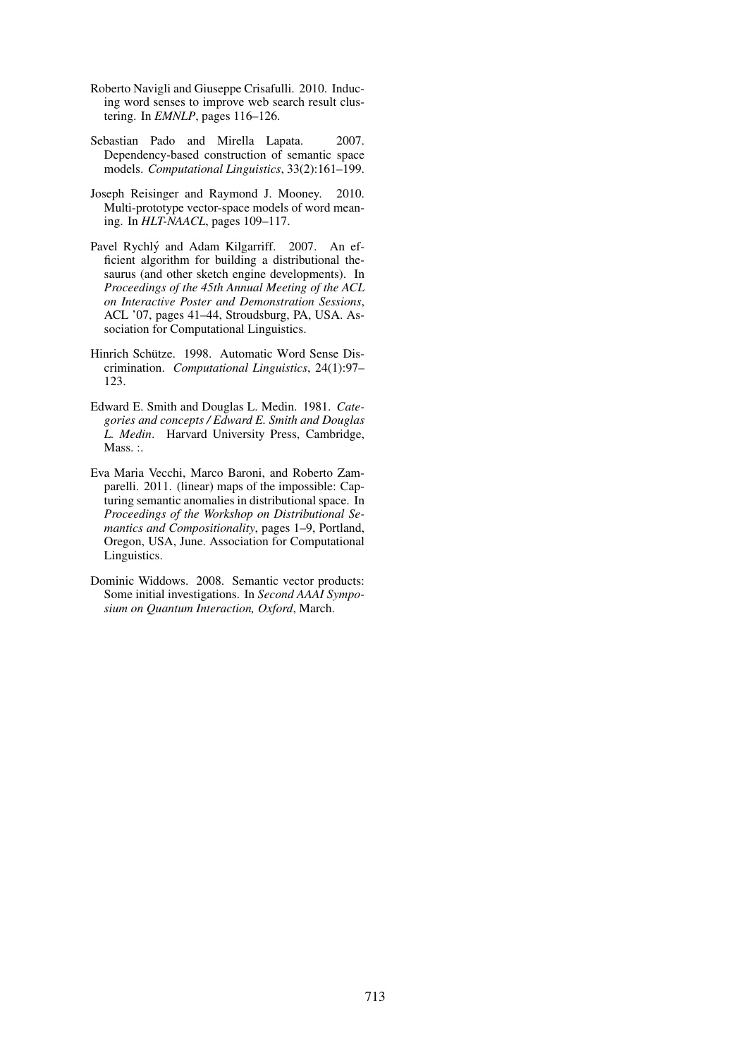Roberto Navigli and Giuseppe Crisafulli. 2010. Inducing word senses to improve web search result clustering. In *EMNLP*, pages 116–126.

Sebastian Pado and Mirella Lapata. 2007. Dependency-based construction of semantic space models. *Computational Linguistics*, 33(2):161–199.

Joseph Reisinger and Raymond J. Mooney. 2010. Multi-prototype vector-space models of word meaning. In *HLT-NAACL*, pages 109–117.

Pavel Rychlý and Adam Kilgarriff. 2007. An efficient algorithm for building a distributional thesaurus (and other sketch engine developments). In *Proceedings of the 45th Annual Meeting of the ACL on Interactive Poster and Demonstration Sessions*, ACL '07, pages 41–44, Stroudsburg, PA, USA. Association for Computational Linguistics.

Hinrich Schütze. 1998. Automatic Word Sense Discrimination. *Computational Linguistics*, 24(1):97–123.

Edward E. Smith and Douglas L. Medin. 1981. *Categories and concepts / Edward E. Smith and Douglas L. Medin*. Harvard University Press, Cambridge, Mass. :.

Eva Maria Vecchi, Marco Baroni, and Roberto Zamparelli. 2011. (linear) maps of the impossible: Capturing semantic anomalies in distributional space. In *Proceedings of the Workshop on Distributional Semantics and Compositionality*, pages 1–9, Portland, Oregon, USA, June. Association for Computational Linguistics.

Dominic Widdows. 2008. Semantic vector products: Some initial investigations. In *Second AAAI Symposium on Quantum Interaction, Oxford*, March.